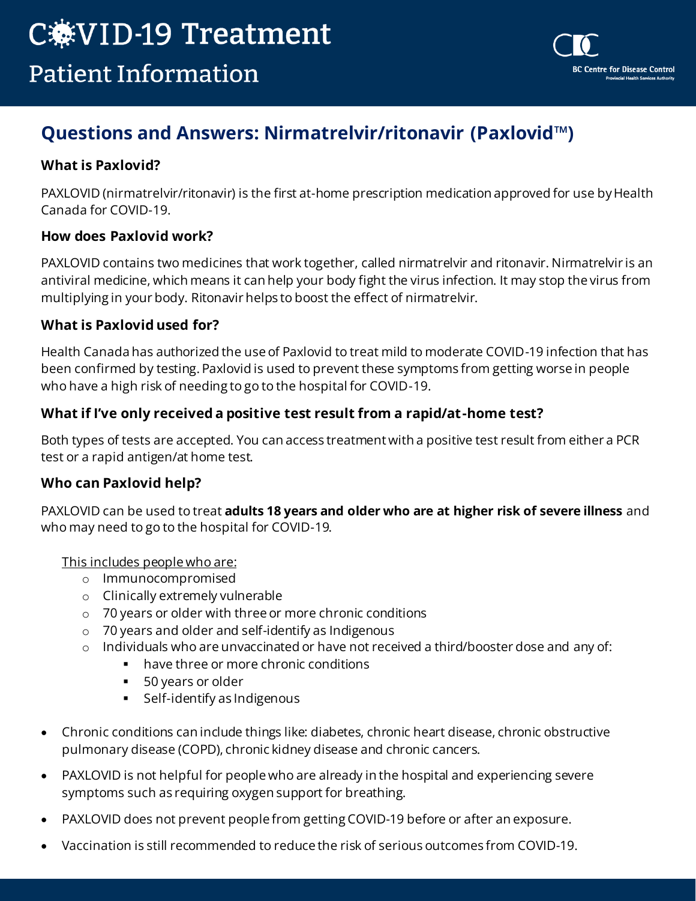# COVID-19 Treatment

## Patient Information

## Questions and Answers: Nirmatrelvir/ritonavir (Paxlovid™)

### What is Paxlovid?

PAXLOVID (nirmatrelvir/ritonavir) is the first at-home prescription medication approved for use by Health Canada for COVID-19.

### How does Paxlovid work?

PAXLOVID contains two medicines that work together, called nirmatrelvir and ritonavir. Nirmatrelvir is an antiviral medicine, which means it can help your body fight the virus infection. It may stop the virus from multiplying in your body. Ritonavir helps to boost the effect of nirmatrelvir.

### What is Paxlovid used for?

Health Canada has authorized the use of Paxlovid to treat mild to moderate COVID-19 infection that has been confirmed by testing. Paxlovid is used to prevent these symptoms from getting worse in people who have a high risk of needing to go to the hospital for COVID-19.

### What if I've only received a positive test result from a rapid/at-home test?

Both types of tests are accepted. You can access treatment with a positive test result from either a PCR test or a rapid antigen/at home test.

### Who can Paxlovid help?

PAXLOVID can be used to treat **adults 18 years and older who are at higher risk of severe illness** and who may need to go to the hospital for COVID-19.

This includes people who are:

- Immunocompromised
- Clinically extremely vulnerable
- 70 years or older with three or more chronic conditions
- 70 years and older and self-identify as Indigenous
- Individuals who are unvaccinated or have not received a third/booster dose and any of:
  - have three or more chronic conditions
  - 50 years or older
  - Self-identify as Indigenous

- Chronic conditions can include things like: diabetes, chronic heart disease, chronic obstructive pulmonary disease (COPD), chronic kidney disease and chronic cancers.
- PAXLOVID is not helpful for people who are already in the hospital and experiencing severe symptoms such as requiring oxygen support for breathing.
- PAXLOVID does not prevent people from getting COVID-19 before or after an exposure.
- Vaccination is still recommended to reduce the risk of serious outcomes from COVID-19.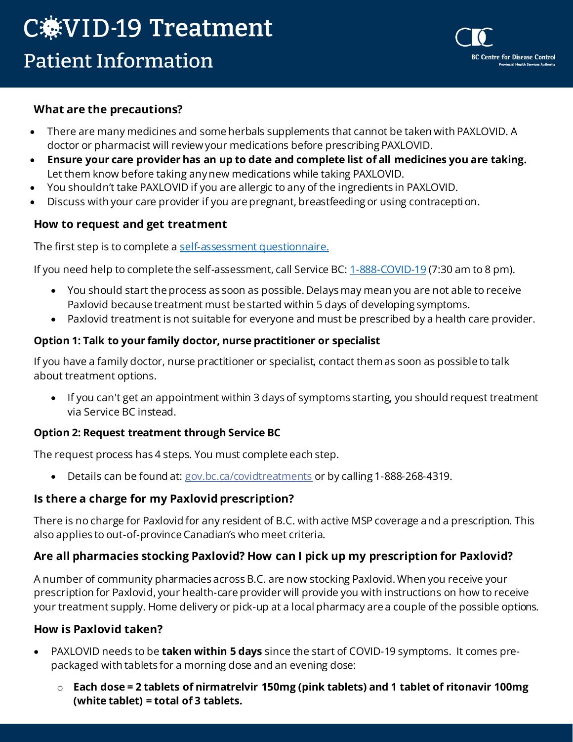### What are the precautions?

- There are many medicines and some herbals supplements that cannot be taken with PAXLOVID. A doctor or pharmacist will review your medications before prescribing PAXLOVID.
- **Ensure your care provider has an up to date and complete list of all medicines you are taking.** Let them know before taking any new medications while taking PAXLOVID.
- You shouldn't take PAXLOVID if you are allergic to any of the ingredients in PAXLOVID.
- Discuss with your care provider if you are pregnant, breastfeeding or using contraception.

### How to request and get treatment

The first step is to complete a [self-assessment questionnaire.]()

If you need help to complete the self-assessment, call Service BC: [1-888-COVID-19]() (7:30 am to 8 pm).

- You should start the process as soon as possible. Delays may mean you are not able to receive Paxlovid because treatment must be started within 5 days of developing symptoms.
- Paxlovid treatment is not suitable for everyone and must be prescribed by a health care provider.

#### Option 1: Talk to your family doctor, nurse practitioner or specialist

If you have a family doctor, nurse practitioner or specialist, contact them as soon as possible to talk about treatment options.

- If you can't get an appointment within 3 days of symptoms starting, you should request treatment via Service BC instead.

#### Option 2: Request treatment through Service BC

The request process has 4 steps. You must complete each step.

- Details can be found at: [gov.bc.ca/covidtreatments]() or by calling 1-888-268-4319.

### Is there a charge for my Paxlovid prescription?

There is no charge for Paxlovid for any resident of B.C. with active MSP coverage and a prescription. This also applies to out-of-province Canadian's who meet criteria.

### Are all pharmacies stocking Paxlovid? How can I pick up my prescription for Paxlovid?

A number of community pharmacies across B.C. are now stocking Paxlovid. When you receive your prescription for Paxlovid, your health-care provider will provide you with instructions on how to receive your treatment supply. Home delivery or pick-up at a local pharmacy are a couple of the possible options.

### How is Paxlovid taken?

- PAXLOVID needs to be **taken within 5 days** since the start of COVID-19 symptoms. It comes pre-packaged with tablets for a morning dose and an evening dose:
  - **Each dose = 2 tablets of nirmatrelvir 150mg (pink tablets) and 1 tablet of ritonavir 100mg (white tablet) = total of 3 tablets.**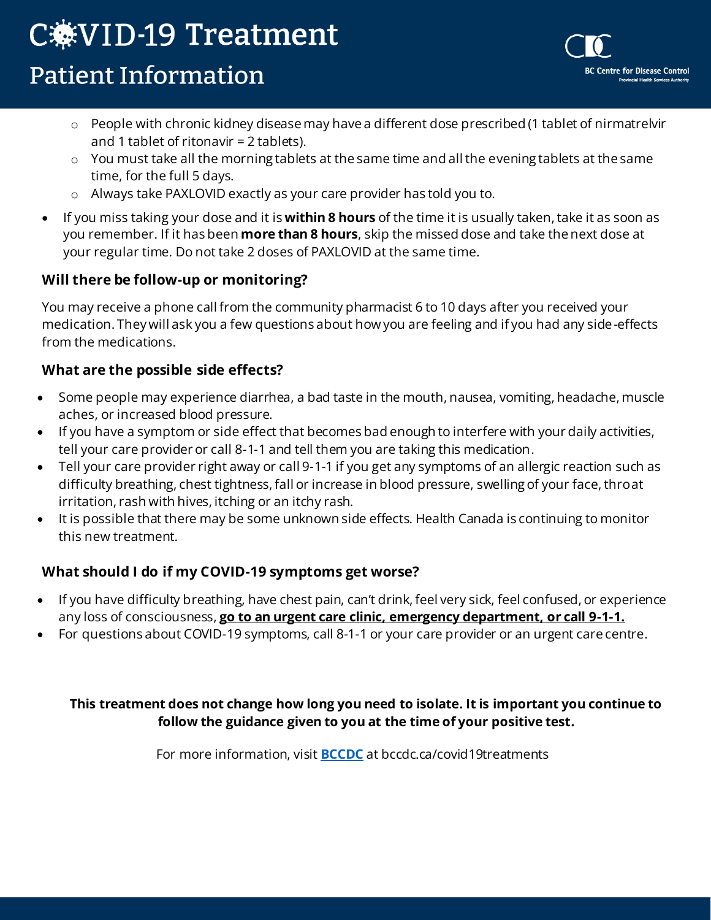- People with chronic kidney disease may have a different dose prescribed (1 tablet of nirmatrelvir and 1 tablet of ritonavir = 2 tablets).
  - You must take all the morning tablets at the same time and all the evening tablets at the same time, for the full 5 days.
  - Always take PAXLOVID exactly as your care provider has told you to.
- If you miss taking your dose and it is **within 8 hours** of the time it is usually taken, take it as soon as you remember. If it has been **more than 8 hours**, skip the missed dose and take the next dose at your regular time. Do not take 2 doses of PAXLOVID at the same time.

### Will there be follow-up or monitoring?

You may receive a phone call from the community pharmacist 6 to 10 days after you received your medication. They will ask you a few questions about how you are feeling and if you had any side-effects from the medications.

### What are the possible side effects?

- Some people may experience diarrhea, a bad taste in the mouth, nausea, vomiting, headache, muscle aches, or increased blood pressure.
- If you have a symptom or side effect that becomes bad enough to interfere with your daily activities, tell your care provider or call 8-1-1 and tell them you are taking this medication.
- Tell your care provider right away or call 9-1-1 if you get any symptoms of an allergic reaction such as difficulty breathing, chest tightness, fall or increase in blood pressure, swelling of your face, throat irritation, rash with hives, itching or an itchy rash.
- It is possible that there may be some unknown side effects. Health Canada is continuing to monitor this new treatment.

### What should I do if my COVID-19 symptoms get worse?

- If you have difficulty breathing, have chest pain, can't drink, feel very sick, feel confused, or experience any loss of consciousness, **go to an urgent care clinic, emergency department, or call 9-1-1.**
- For questions about COVID-19 symptoms, call 8-1-1 or your care provider or an urgent care centre.

**This treatment does not change how long you need to isolate. It is important you continue to follow the guidance given to you at the time of your positive test.**

For more information, visit **BCCDC** at bccdc.ca/covid19treatments